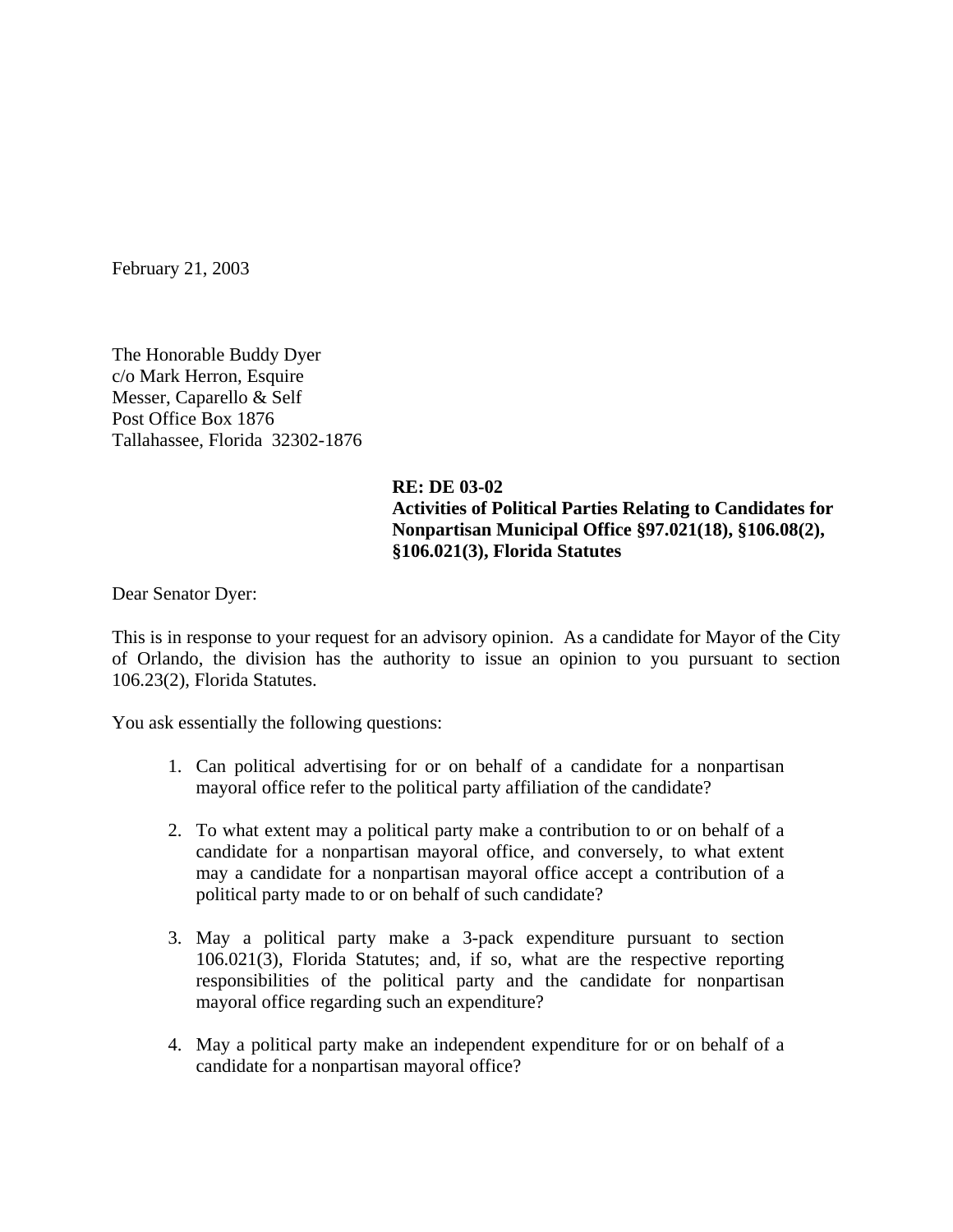February 21, 2003

The Honorable Buddy Dyer
c/o Mark Herron, Esquire
Messer, Caparello & Self
Post Office Box 1876
Tallahassee, Florida 32302-1876

**RE: DE 03-02**
**Activities of Political Parties Relating to Candidates for Nonpartisan Municipal Office §97.021(18), §106.08(2), §106.021(3), Florida Statutes**

Dear Senator Dyer:

This is in response to your request for an advisory opinion. As a candidate for Mayor of the City of Orlando, the division has the authority to issue an opinion to you pursuant to section 106.23(2), Florida Statutes.

You ask essentially the following questions:

1. Can political advertising for or on behalf of a candidate for a nonpartisan mayoral office refer to the political party affiliation of the candidate?
2. To what extent may a political party make a contribution to or on behalf of a candidate for a nonpartisan mayoral office, and conversely, to what extent may a candidate for a nonpartisan mayoral office accept a contribution of a political party made to or on behalf of such candidate?
3. May a political party make a 3-pack expenditure pursuant to section 106.021(3), Florida Statutes; and, if so, what are the respective reporting responsibilities of the political party and the candidate for nonpartisan mayoral office regarding such an expenditure?
4. May a political party make an independent expenditure for or on behalf of a candidate for a nonpartisan mayoral office?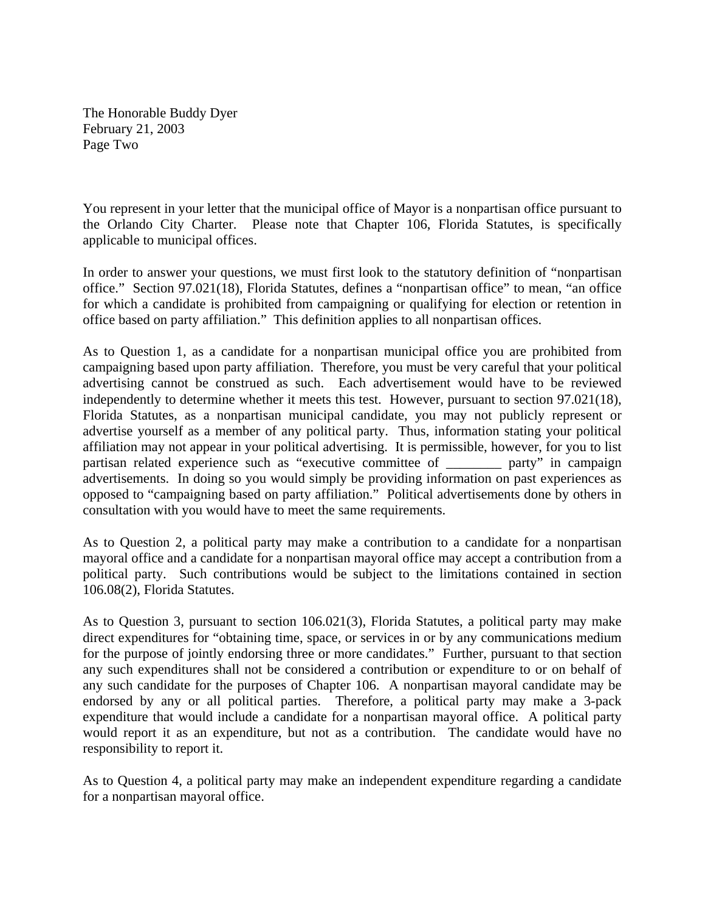You represent in your letter that the municipal office of Mayor is a nonpartisan office pursuant to the Orlando City Charter. Please note that Chapter 106, Florida Statutes, is specifically applicable to municipal offices.

In order to answer your questions, we must first look to the statutory definition of "nonpartisan office." Section 97.021(18), Florida Statutes, defines a "nonpartisan office" to mean, "an office for which a candidate is prohibited from campaigning or qualifying for election or retention in office based on party affiliation." This definition applies to all nonpartisan offices.

As to Question 1, as a candidate for a nonpartisan municipal office you are prohibited from campaigning based upon party affiliation. Therefore, you must be very careful that your political advertising cannot be construed as such. Each advertisement would have to be reviewed independently to determine whether it meets this test. However, pursuant to section 97.021(18), Florida Statutes, as a nonpartisan municipal candidate, you may not publicly represent or advertise yourself as a member of any political party. Thus, information stating your political affiliation may not appear in your political advertising. It is permissible, however, for you to list partisan related experience such as "executive committee of ________ party" in campaign advertisements. In doing so you would simply be providing information on past experiences as opposed to "campaigning based on party affiliation." Political advertisements done by others in consultation with you would have to meet the same requirements.

As to Question 2, a political party may make a contribution to a candidate for a nonpartisan mayoral office and a candidate for a nonpartisan mayoral office may accept a contribution from a political party. Such contributions would be subject to the limitations contained in section 106.08(2), Florida Statutes.

As to Question 3, pursuant to section 106.021(3), Florida Statutes, a political party may make direct expenditures for "obtaining time, space, or services in or by any communications medium for the purpose of jointly endorsing three or more candidates." Further, pursuant to that section any such expenditures shall not be considered a contribution or expenditure to or on behalf of any such candidate for the purposes of Chapter 106. A nonpartisan mayoral candidate may be endorsed by any or all political parties. Therefore, a political party may make a 3-pack expenditure that would include a candidate for a nonpartisan mayoral office. A political party would report it as an expenditure, but not as a contribution. The candidate would have no responsibility to report it.

As to Question 4, a political party may make an independent expenditure regarding a candidate for a nonpartisan mayoral office.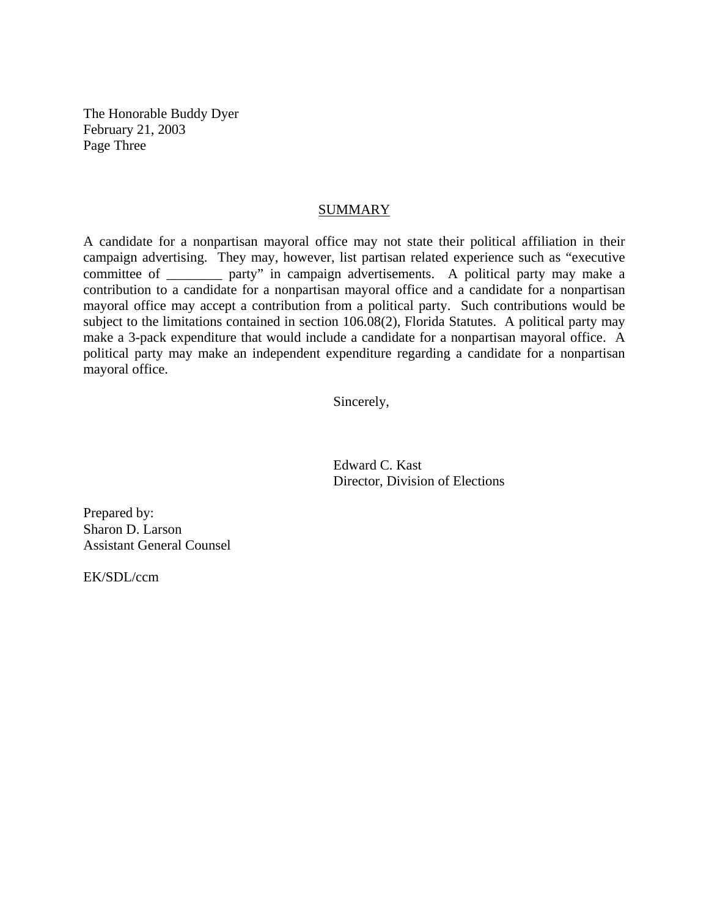The Honorable Buddy Dyer
February 21, 2003
Page Three

## SUMMARY

A candidate for a nonpartisan mayoral office may not state their political affiliation in their campaign advertising. They may, however, list partisan related experience such as "executive committee of ________ party" in campaign advertisements. A political party may make a contribution to a candidate for a nonpartisan mayoral office and a candidate for a nonpartisan mayoral office may accept a contribution from a political party. Such contributions would be subject to the limitations contained in section 106.08(2), Florida Statutes. A political party may make a 3-pack expenditure that would include a candidate for a nonpartisan mayoral office. A political party may make an independent expenditure regarding a candidate for a nonpartisan mayoral office.

Sincerely,

Edward C. Kast
Director, Division of Elections

Prepared by:
Sharon D. Larson
Assistant General Counsel

EK/SDL/ccm